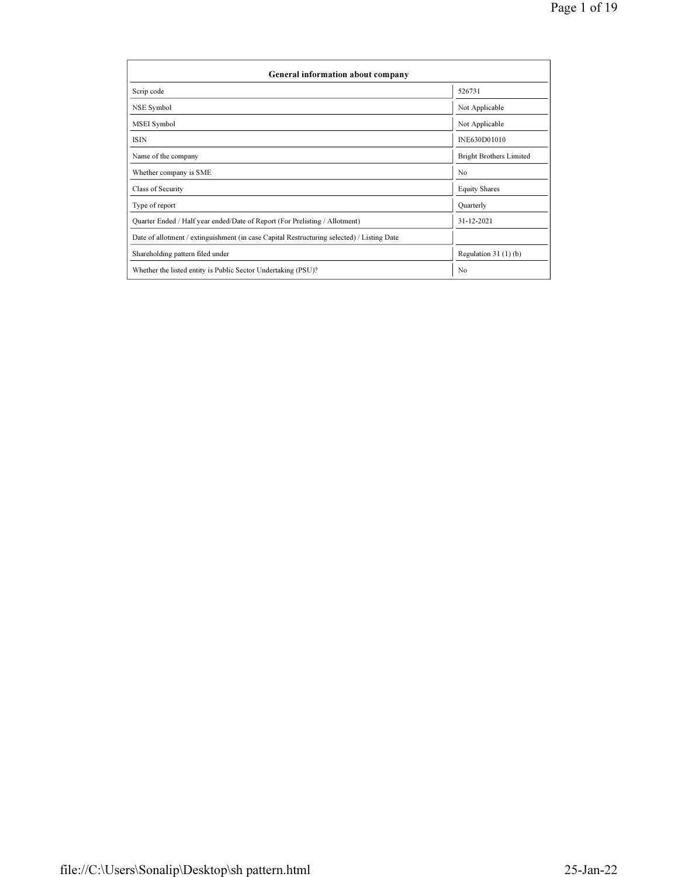| General information about company | |
|---|---|
| Scrip code | 526731 |
| NSE Symbol | Not Applicable |
| MSEI Symbol | Not Applicable |
| ISIN | INE630D01010 |
| Name of the company | Bright Brothers Limited |
| Whether company is SME | No |
| Class of Security | Equity Shares |
| Type of report | Quarterly |
| Quarter Ended / Half year ended/Date of Report (For Prelisting / Allotment) | 31-12-2021 |
| Date of allotment / extinguishment (in case Capital Restructuring selected) / Listing Date | |
| Shareholding pattern filed under | Regulation 31 (1) (b) |
| Whether the listed entity is Public Sector Undertaking (PSU)? | No |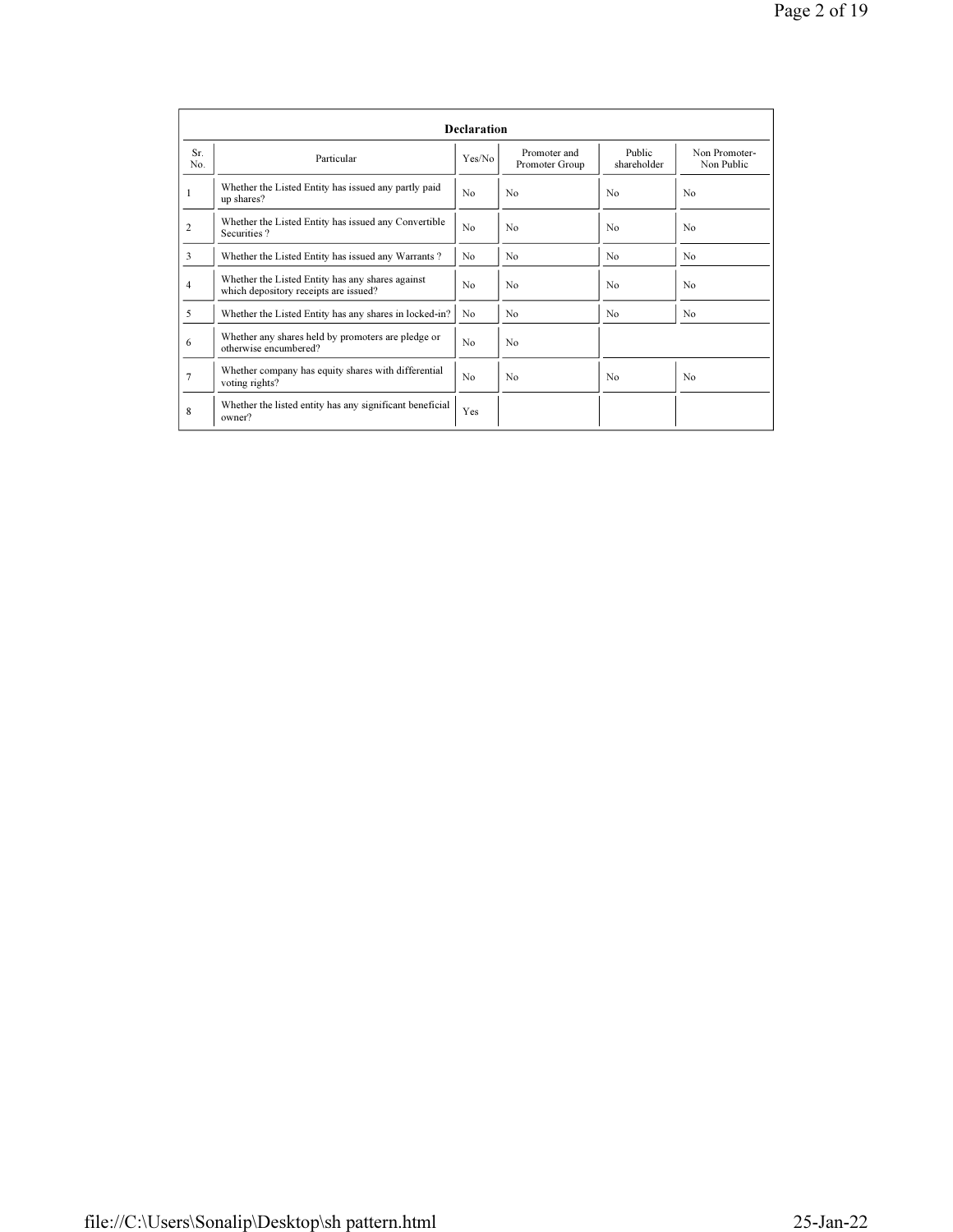| Declaration | | | | | |
|---|---|---|---|---|---|
| Sr. No. | Particular | Yes/No | Promoter and Promoter Group | Public shareholder | Non Promoter- Non Public |
| 1 | Whether the Listed Entity has issued any partly paid up shares? | No | No | No | No |
| 2 | Whether the Listed Entity has issued any Convertible Securities ? | No | No | No | No |
| 3 | Whether the Listed Entity has issued any Warrants ? | No | No | No | No |
| 4 | Whether the Listed Entity has any shares against which depository receipts are issued? | No | No | No | No |
| 5 | Whether the Listed Entity has any shares in locked-in? | No | No | No | No |
| 6 | Whether any shares held by promoters are pledge or otherwise encumbered? | No | No | | |
| 7 | Whether company has equity shares with differential voting rights? | No | No | No | No |
| 8 | Whether the listed entity has any significant beneficial owner? | Yes | | | |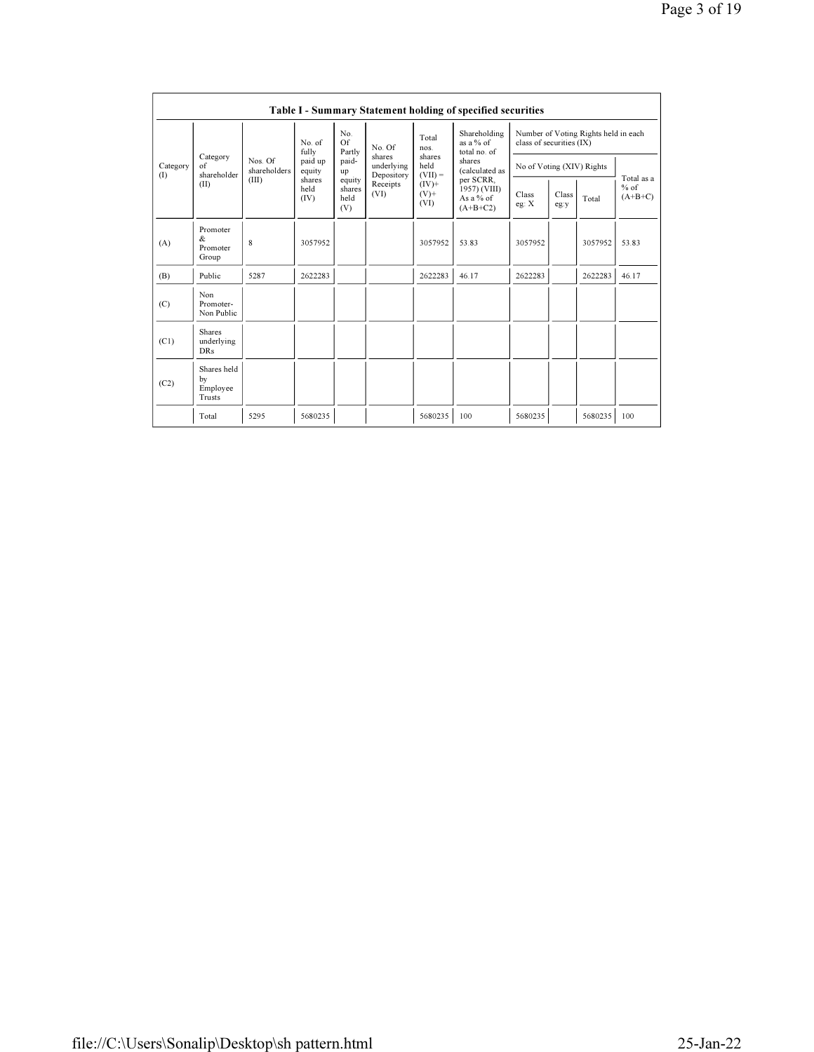### Table I - Summary Statement holding of specified securities

| Category (I) | Category of shareholder (II) | Nos. Of shareholders (III) | No. of fully paid up equity shares held (IV) | No. Of Partly paid-up equity shares held (V) | No. Of shares underlying Depository Receipts (VI) | Total nos. shares held (VII) = (IV)+ (V)+ (VI) | Shareholding as a % of total no. of shares (calculated as per SCRR, 1957) (VIII) As a % of (A+B+C2) | Number of Voting Rights held in each class of securities (IX) | | | |
|---|---|---|---|---|---|---|---|---|---|---|---|
| | | | | | | | | No of Voting (XIV) Rights | | | Total as a % of (A+B+C) |
| | | | | | | | | Class eg: X | Class eg:y | Total | |
| (A) | Promoter & Promoter Group | 8 | 3057952 | | | 3057952 | 53.83 | 3057952 | | 3057952 | 53.83 |
| (B) | Public | 5287 | 2622283 | | | 2622283 | 46.17 | 2622283 | | 2622283 | 46.17 |
| (C) | Non Promoter- Non Public | | | | | | | | | | |
| (C1) | Shares underlying DRs | | | | | | | | | | |
| (C2) | Shares held by Employee Trusts | | | | | | | | | | |
| | Total | 5295 | 5680235 | | | 5680235 | 100 | 5680235 | | 5680235 | 100 |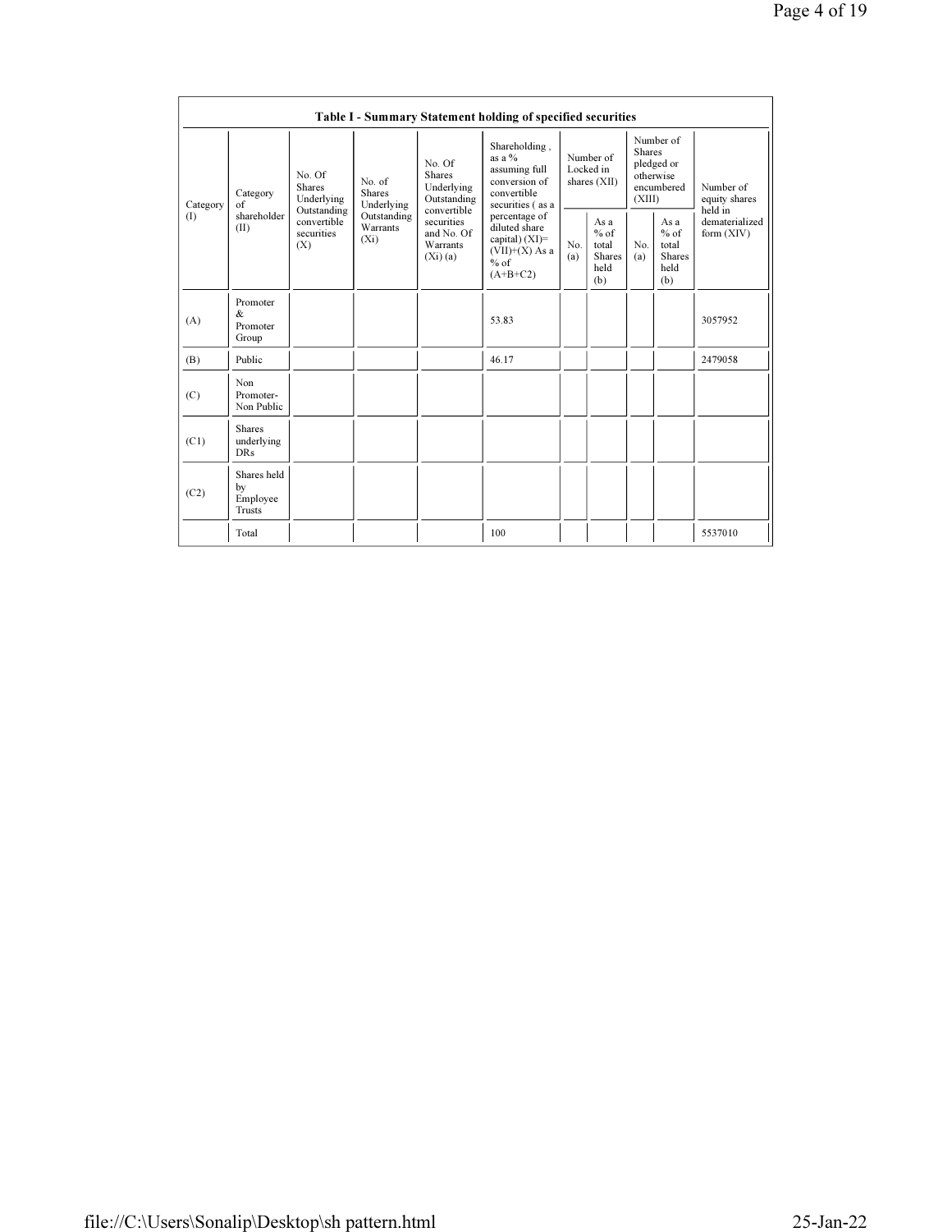**Table I - Summary Statement holding of specified securities**

| Category (I) | Category of shareholder (II) | No. Of Shares Underlying Outstanding convertible securities (X) | No. of Shares Underlying Outstanding Warrants (Xi) | No. Of Shares Underlying Outstanding convertible securities and No. Of Warrants (Xi) (a) | Shareholding , as a % assuming full conversion of convertible securities ( as a percentage of diluted share capital) (XI)= (VII)+(X) As a % of (A+B+C2) | Number of Locked in shares (XII) | | Number of Shares pledged or otherwise encumbered (XIII) | | Number of equity shares held in dematerialized form (XIV) |
|---|---|---|---|---|---|---|---|---|---|---|
| | | | | | | No. (a) | As a % of total Shares held (b) | No. (a) | As a % of total Shares held (b) | |
| (A) | Promoter & Promoter Group | | | | 53.83 | | | | | 3057952 |
| (B) | Public | | | | 46.17 | | | | | 2479058 |
| (C) | Non Promoter- Non Public | | | | | | | | | |
| (C1) | Shares underlying DRs | | | | | | | | | |
| (C2) | Shares held by Employee Trusts | | | | | | | | | |
| | Total | | | | 100 | | | | | 5537010 |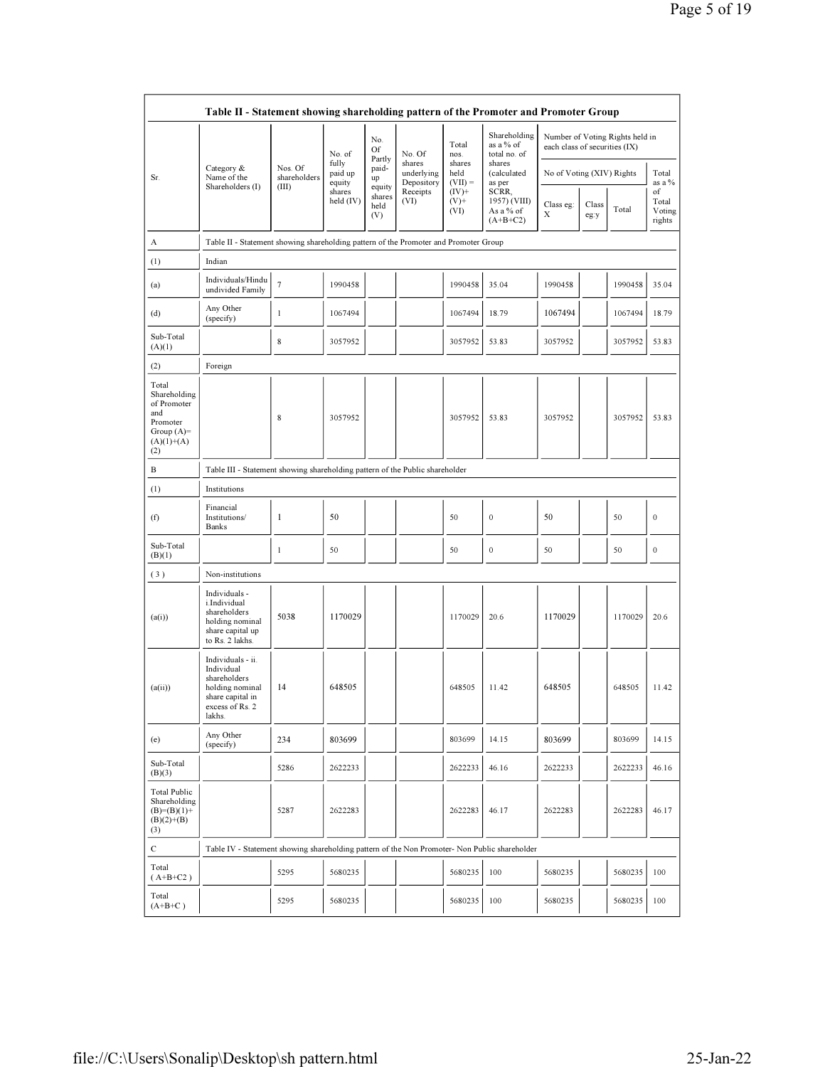| Table II - Statement showing shareholding pattern of the Promoter and Promoter Group | | | | | | | | | | | | |
|---|---|---|---|---|---|---|---|---|---|---|---|---|
| Sr. | Category & Name of the Shareholders (I) | Nos. Of shareholders (III) | No. of fully paid up equity shares held (IV) | No. Of Partly paid-up equity shares held (V) | No. Of shares underlying Depository Receipts (VI) | Total nos. shares held (VII) = (IV)+ (V)+ (VI) | Shareholding as a % of total no. of shares (calculated as per SCRR, 1957) (VIII) As a % of (A+B+C2) | Number of Voting Rights held in each class of securities (IX) | | | |
| | | | | | | | | No of Voting (XIV) Rights | | | Total as a % of Total Voting rights |
| | | | | | | | | Class eg: X | Class eg:y | Total | |
| A | Table II - Statement showing shareholding pattern of the Promoter and Promoter Group | | | | | | | | | | |
| (1) | Indian | | | | | | | | | | |
| (a) | Individuals/Hindu undivided Family | 7 | 1990458 | | | 1990458 | 35.04 | 1990458 | | 1990458 | 35.04 |
| (d) | Any Other (specify) | 1 | 1067494 | | | 1067494 | 18.79 | 1067494 | | 1067494 | 18.79 |
| Sub-Total (A)(1) | | 8 | 3057952 | | | 3057952 | 53.83 | 3057952 | | 3057952 | 53.83 |
| (2) | Foreign | | | | | | | | | | |
| Total Shareholding of Promoter and Promoter Group (A)=(A)(1)+(A)(2) | | 8 | 3057952 | | | 3057952 | 53.83 | 3057952 | | 3057952 | 53.83 |
| B | Table III - Statement showing shareholding pattern of the Public shareholder | | | | | | | | | | |
| (1) | Institutions | | | | | | | | | | |
| (f) | Financial Institutions/ Banks | 1 | 50 | | | 50 | 0 | 50 | | 50 | 0 |
| Sub-Total (B)(1) | | 1 | 50 | | | 50 | 0 | 50 | | 50 | 0 |
| (3) | Non-institutions | | | | | | | | | | |
| (a(i)) | Individuals - i.Individual shareholders holding nominal share capital up to Rs. 2 lakhs. | 5038 | 1170029 | | | 1170029 | 20.6 | 1170029 | | 1170029 | 20.6 |
| (a(ii)) | Individuals - ii. Individual shareholders holding nominal share capital in excess of Rs. 2 lakhs. | 14 | 648505 | | | 648505 | 11.42 | 648505 | | 648505 | 11.42 |
| (e) | Any Other (specify) | 234 | 803699 | | | 803699 | 14.15 | 803699 | | 803699 | 14.15 |
| Sub-Total (B)(3) | | 5286 | 2622233 | | | 2622233 | 46.16 | 2622233 | | 2622233 | 46.16 |
| Total Public Shareholding (B)=(B)(1)+(B)(2)+(B)(3) | | 5287 | 2622283 | | | 2622283 | 46.17 | 2622283 | | 2622283 | 46.17 |
| C | Table IV - Statement showing shareholding pattern of the Non Promoter- Non Public shareholder | | | | | | | | | | |
| Total ( A+B+C2 ) | | 5295 | 5680235 | | | 5680235 | 100 | 5680235 | | 5680235 | 100 |
| Total (A+B+C ) | | 5295 | 5680235 | | | 5680235 | 100 | 5680235 | | 5680235 | 100 |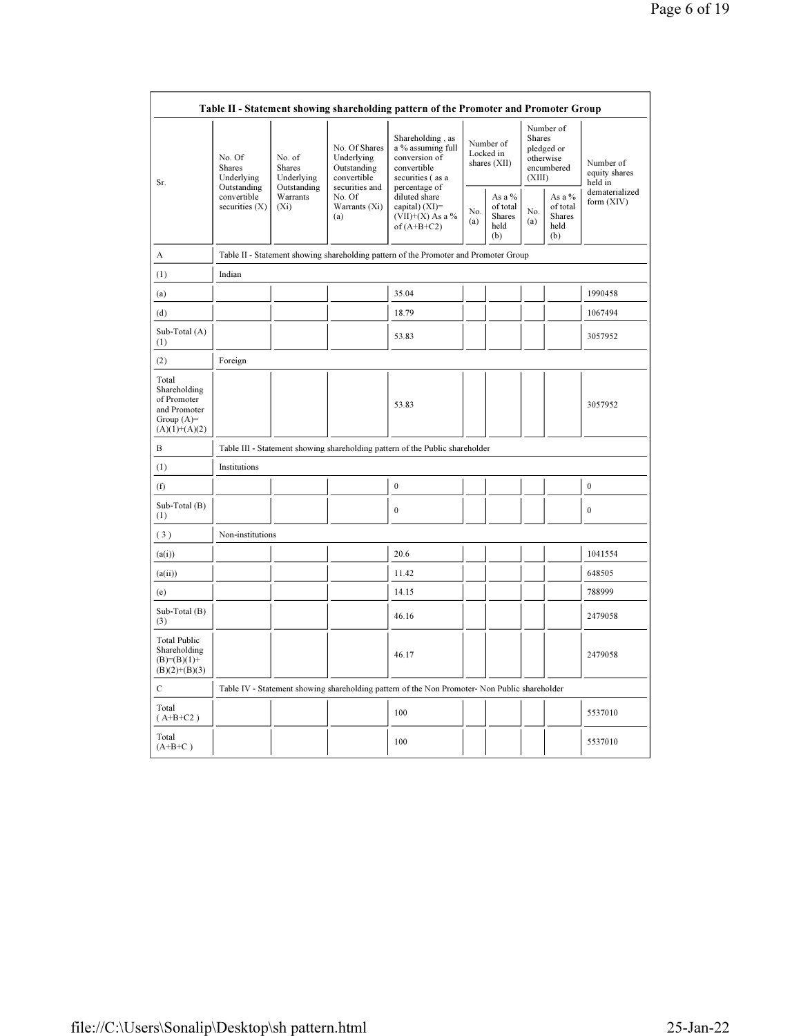| Table II - Statement showing shareholding pattern of the Promoter and Promoter Group | | | | | | | | | |
|---|---|---|---|---|---|---|---|---|---|
| Sr. | No. Of Shares Underlying Outstanding convertible securities (X) | No. of Shares Underlying Outstanding Warrants (Xi) | No. Of Shares Underlying Outstanding convertible securities and No. Of Warrants (Xi) (a) | Shareholding , as a % assuming full conversion of convertible securities ( as a percentage of diluted share capital) (XI)= (VII)+(X) As a % of (A+B+C2) | Number of Locked in shares (XII) | | Number of Shares pledged or otherwise encumbered (XIII) | | Number of equity shares held in dematerialized form (XIV) |
| | | | | | No. (a) | As a % of total Shares held (b) | No. (a) | As a % of total Shares held (b) | |
| A | Table II - Statement showing shareholding pattern of the Promoter and Promoter Group | | | | | | | | |
| (1) | Indian | | | | | | | | |
| (a) | | | | 35.04 | | | | | 1990458 |
| (d) | | | | 18.79 | | | | | 1067494 |
| Sub-Total (A) (1) | | | | 53.83 | | | | | 3057952 |
| (2) | Foreign | | | | | | | | |
| Total Shareholding of Promoter and Promoter Group (A)= (A)(1)+(A)(2) | | | | 53.83 | | | | | 3057952 |
| B | Table III - Statement showing shareholding pattern of the Public shareholder | | | | | | | | |
| (1) | Institutions | | | | | | | | |
| (f) | | | | 0 | | | | | 0 |
| Sub-Total (B) (1) | | | | 0 | | | | | 0 |
| ( 3 ) | Non-institutions | | | | | | | | |
| (a(i)) | | | | 20.6 | | | | | 1041554 |
| (a(ii)) | | | | 11.42 | | | | | 648505 |
| (e) | | | | 14.15 | | | | | 788999 |
| Sub-Total (B) (3) | | | | 46.16 | | | | | 2479058 |
| Total Public Shareholding (B)=(B)(1)+(B)(2)+(B)(3) | | | | 46.17 | | | | | 2479058 |
| C | Table IV - Statement showing shareholding pattern of the Non Promoter- Non Public shareholder | | | | | | | | |
| Total ( A+B+C2 ) | | | | 100 | | | | | 5537010 |
| Total (A+B+C ) | | | | 100 | | | | | 5537010 |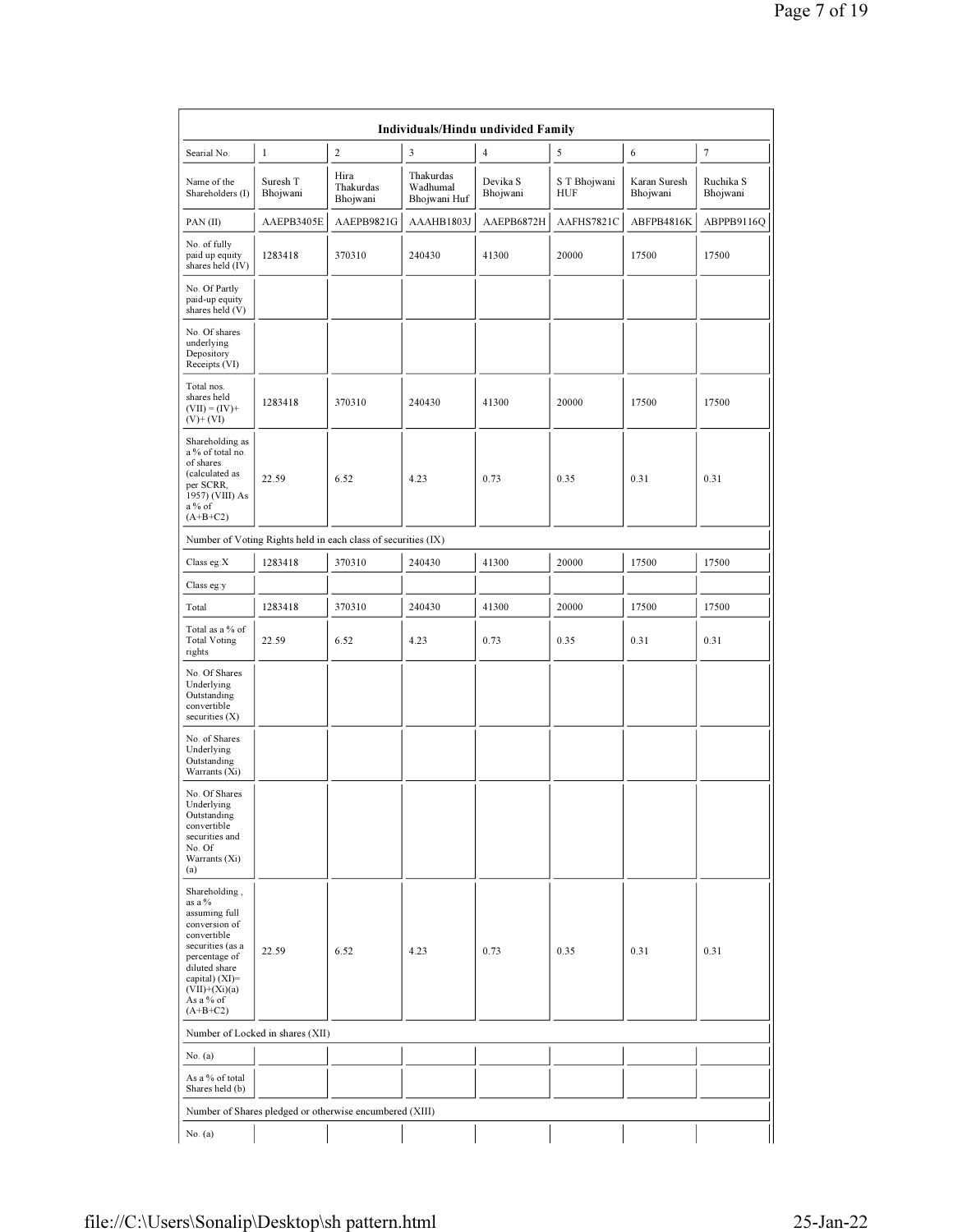| Individuals/Hindu undivided Family | | | | | | | |
|---|---|---|---|---|---|---|---|
| Searial No. | 1 | 2 | 3 | 4 | 5 | 6 | 7 |
| Name of the Shareholders (I) | Suresh T Bhojwani | Hira Thakurdas Bhojwani | Thakurdas Wadhumal Bhojwani Huf | Devika S Bhojwani | S T Bhojwani HUF | Karan Suresh Bhojwani | Ruchika S Bhojwani |
| PAN (II) | AAEPB3405E | AAEPB9821G | AAAHB1803J | AAEPB6872H | AAFHS7821C | ABFPB4816K | ABPPB9116Q |
| No. of fully paid up equity shares held (IV) | 1283418 | 370310 | 240430 | 41300 | 20000 | 17500 | 17500 |
| No. Of Partly paid-up equity shares held (V) | | | | | | | |
| No. Of shares underlying Depository Receipts (VI) | | | | | | | |
| Total nos. shares held (VII) = (IV)+(V)+ (VI) | 1283418 | 370310 | 240430 | 41300 | 20000 | 17500 | 17500 |
| Shareholding as a % of total no. of shares (calculated as per SCRR, 1957) (VIII) As a % of (A+B+C2) | 22.59 | 6.52 | 4.23 | 0.73 | 0.35 | 0.31 | 0.31 |
| Number of Voting Rights held in each class of securities (IX) | | | | | | | |
| Class eg:X | 1283418 | 370310 | 240430 | 41300 | 20000 | 17500 | 17500 |
| Class eg:y | | | | | | | |
| Total | 1283418 | 370310 | 240430 | 41300 | 20000 | 17500 | 17500 |
| Total as a % of Total Voting rights | 22.59 | 6.52 | 4.23 | 0.73 | 0.35 | 0.31 | 0.31 |
| No. Of Shares Underlying Outstanding convertible securities (X) | | | | | | | |
| No. of Shares Underlying Outstanding Warrants (Xi) | | | | | | | |
| No. Of Shares Underlying Outstanding convertible securities and No. Of Warrants (Xi) (a) | | | | | | | |
| Shareholding , as a % assuming full conversion of convertible securities (as a percentage of diluted share capital) (XI)= (VII)+(Xi)(a) As a % of (A+B+C2) | 22.59 | 6.52 | 4.23 | 0.73 | 0.35 | 0.31 | 0.31 |
| Number of Locked in shares (XII) | | | | | | | |
| No. (a) | | | | | | | |
| As a % of total Shares held (b) | | | | | | | |
| Number of Shares pledged or otherwise encumbered (XIII) | | | | | | | |
| No. (a) | | | | | | | |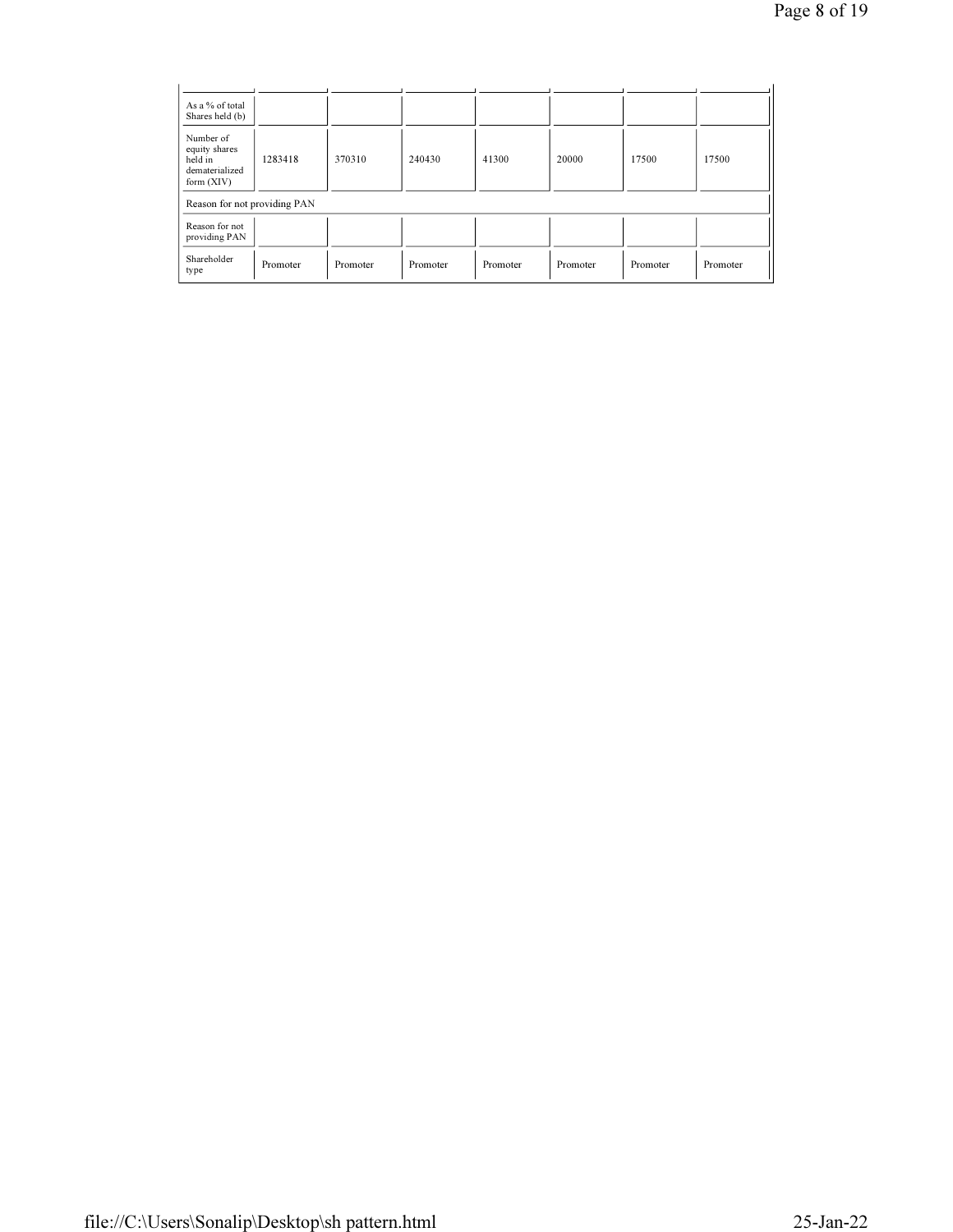| As a % of total Shares held (b) | | | | | | | |
|---|---|---|---|---|---|---|---|
| Number of equity shares held in dematerialized form (XIV) | 1283418 | 370310 | 240430 | 41300 | 20000 | 17500 | 17500 |
| Reason for not providing PAN | | | | | | | |
| Reason for not providing PAN | | | | | | | |
| Shareholder type | Promoter | Promoter | Promoter | Promoter | Promoter | Promoter | Promoter |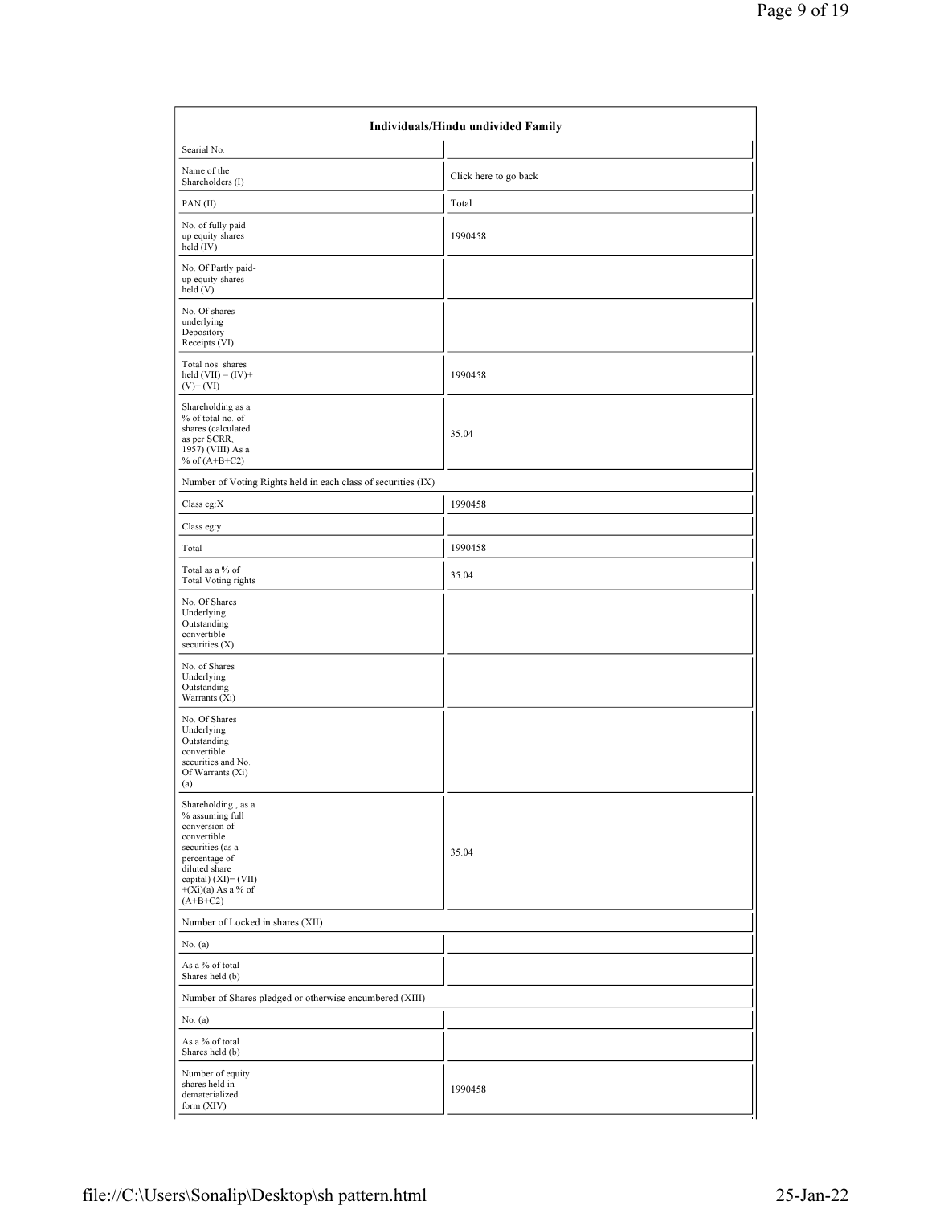| Individuals/Hindu undivided Family | |
|---|---|
| Searial No. | |
| Name of the Shareholders (I) | Click here to go back |
| PAN (II) | Total |
| No. of fully paid up equity shares held (IV) | 1990458 |
| No. Of Partly paid-up equity shares held (V) | |
| No. Of shares underlying Depository Receipts (VI) | |
| Total nos. shares held (VII) = (IV)+ (V)+ (VI) | 1990458 |
| Shareholding as a % of total no. of shares (calculated as per SCRR, 1957) (VIII) As a % of (A+B+C2) | 35.04 |
| Number of Voting Rights held in each class of securities (IX) | |
| Class eg:X | 1990458 |
| Class eg:y | |
| Total | 1990458 |
| Total as a % of Total Voting rights | 35.04 |
| No. Of Shares Underlying Outstanding convertible securities (X) | |
| No. of Shares Underlying Outstanding Warrants (Xi) | |
| No. Of Shares Underlying Outstanding convertible securities and No. Of Warrants (Xi) (a) | |
| Shareholding , as a % assuming full conversion of convertible securities (as a percentage of diluted share capital) (XI)= (VII)+(Xi)(a) As a % of (A+B+C2) | 35.04 |
| Number of Locked in shares (XII) | |
| No. (a) | |
| As a % of total Shares held (b) | |
| Number of Shares pledged or otherwise encumbered (XIII) | |
| No. (a) | |
| As a % of total Shares held (b) | |
| Number of equity shares held in dematerialized form (XIV) | 1990458 |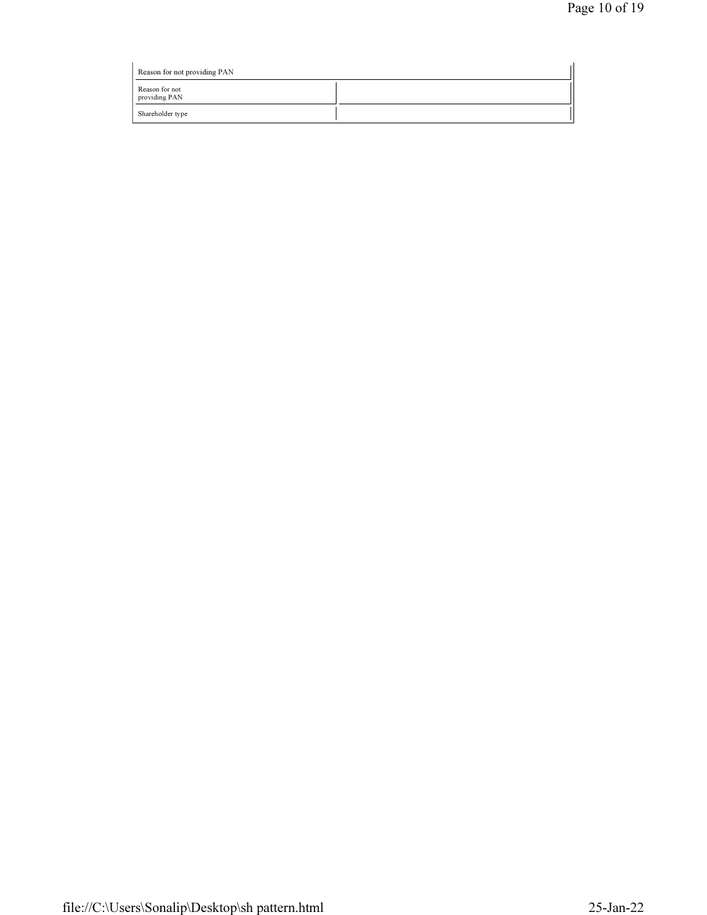| Reason for not providing PAN | |
|---|---|
| Reason for not providing PAN | |
| Shareholder type | |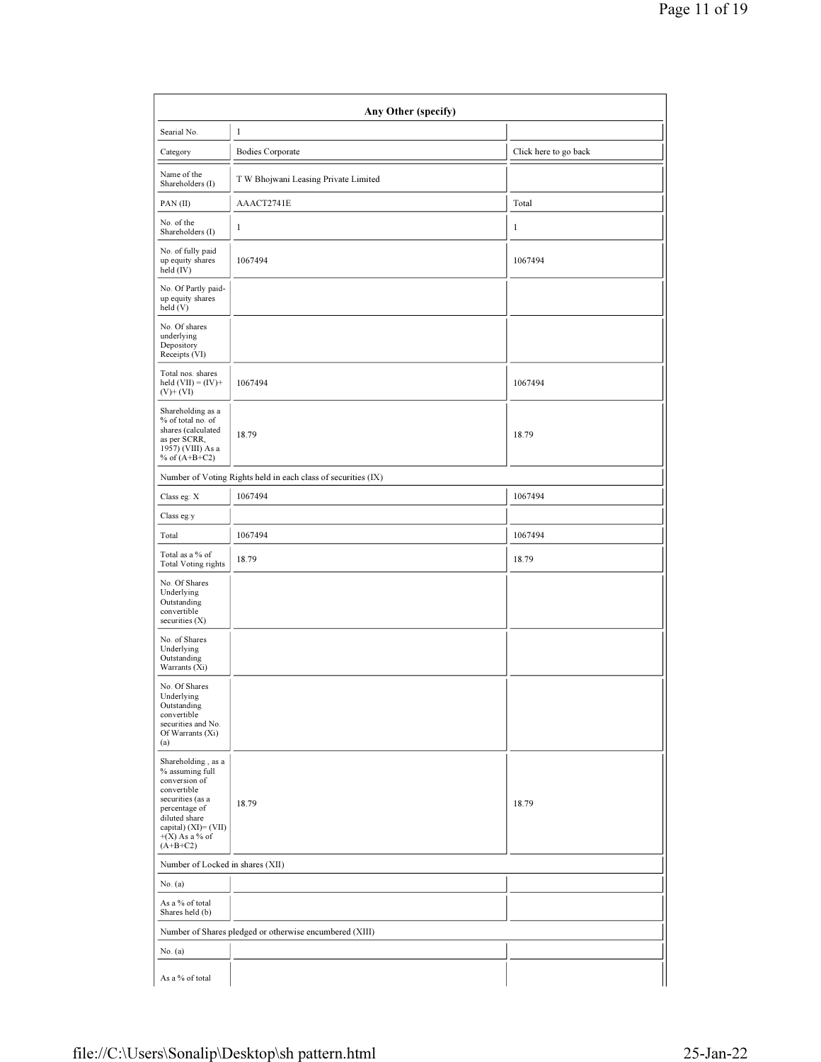| Any Other (specify) | | |
|---|---|---|
| Searial No. | 1 | |
| Category | Bodies Corporate | Click here to go back |
| Name of the Shareholders (I) | T W Bhojwani Leasing Private Limited | |
| PAN (II) | AAACT2741E | Total |
| No. of the Shareholders (I) | 1 | 1 |
| No. of fully paid up equity shares held (IV) | 1067494 | 1067494 |
| No. Of Partly paid-up equity shares held (V) | | |
| No. Of shares underlying Depository Receipts (VI) | | |
| Total nos. shares held (VII) = (IV)+ (V)+ (VI) | 1067494 | 1067494 |
| Shareholding as a % of total no. of shares (calculated as per SCRR, 1957) (VIII) As a % of (A+B+C2) | 18.79 | 18.79 |
| Number of Voting Rights held in each class of securities (IX) | | |
| Class eg: X | 1067494 | 1067494 |
| Class eg:y | | |
| Total | 1067494 | 1067494 |
| Total as a % of Total Voting rights | 18.79 | 18.79 |
| No. Of Shares Underlying Outstanding convertible securities (X) | | |
| No. of Shares Underlying Outstanding Warrants (Xi) | | |
| No. Of Shares Underlying Outstanding convertible securities and No. Of Warrants (Xi) (a) | | |
| Shareholding , as a % assuming full conversion of convertible securities (as a percentage of diluted share capital) (XI)= (VII) +(X) As a % of (A+B+C2) | 18.79 | 18.79 |
| Number of Locked in shares (XII) | | |
| No. (a) | | |
| As a % of total Shares held (b) | | |
| Number of Shares pledged or otherwise encumbered (XIII) | | |
| No. (a) | | |
| As a % of total | | |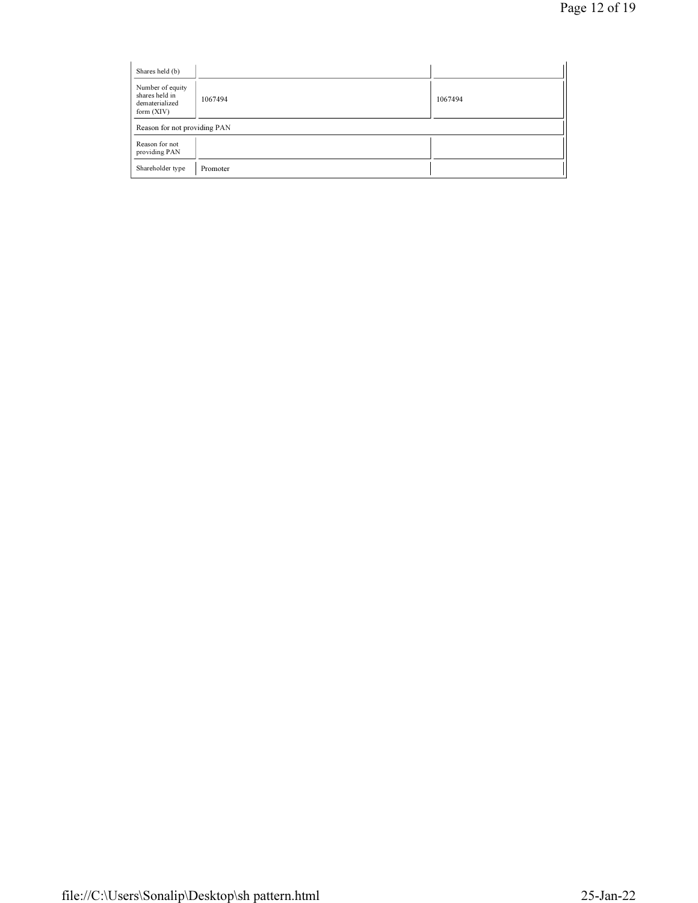| | | |
|---|---|---|
| Shares held (b) | | |
| Number of equity shares held in dematerialized form (XIV) | 1067494 | 1067494 |
| Reason for not providing PAN | | |
| Reason for not providing PAN | | |
| Shareholder type | Promoter | |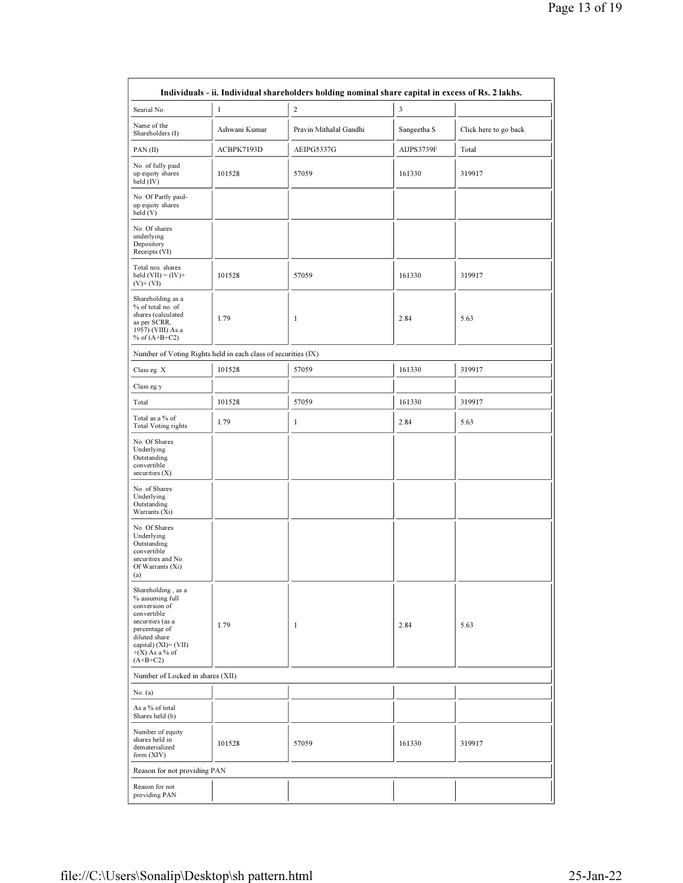| Individuals - ii. Individual shareholders holding nominal share capital in excess of Rs. 2 lakhs. | | | | |
|---|---|---|---|---|
| Searial No. | 1 | 2 | 3 | |
| Name of the Shareholders (I) | Ashwani Kumar | Pravin Mithalal Gandhi | Sangeetha S | Click here to go back |
| PAN (II) | ACBPK7193D | AEIPG5337G | AIJPS3739F | Total |
| No. of fully paid up equity shares held (IV) | 101528 | 57059 | 161330 | 319917 |
| No. Of Partly paid-up equity shares held (V) | | | | |
| No. Of shares underlying Depository Receipts (VI) | | | | |
| Total nos. shares held (VII) = (IV)+(V)+ (VI) | 101528 | 57059 | 161330 | 319917 |
| Shareholding as a % of total no. of shares (calculated as per SCRR, 1957) (VIII) As a % of (A+B+C2) | 1.79 | 1 | 2.84 | 5.63 |
| Number of Voting Rights held in each class of securities (IX) | | | | |
| Class eg: X | 101528 | 57059 | 161330 | 319917 |
| Class eg:y | | | | |
| Total | 101528 | 57059 | 161330 | 319917 |
| Total as a % of Total Voting rights | 1.79 | 1 | 2.84 | 5.63 |
| No. Of Shares Underlying Outstanding convertible securities (X) | | | | |
| No. of Shares Underlying Outstanding Warrants (Xi) | | | | |
| No. Of Shares Underlying Outstanding convertible securities and No. Of Warrants (Xi) (a) | | | | |
| Shareholding , as a % assuming full conversion of convertible securities (as a percentage of diluted share capital) (XI)= (VII)+(X) As a % of (A+B+C2) | 1.79 | 1 | 2.84 | 5.63 |
| Number of Locked in shares (XII) | | | | |
| No. (a) | | | | |
| As a % of total Shares held (b) | | | | |
| Number of equity shares held in dematerialized form (XIV) | 101528 | 57059 | 161330 | 319917 |
| Reason for not providing PAN | | | | |
| Reason for not providing PAN | | | | |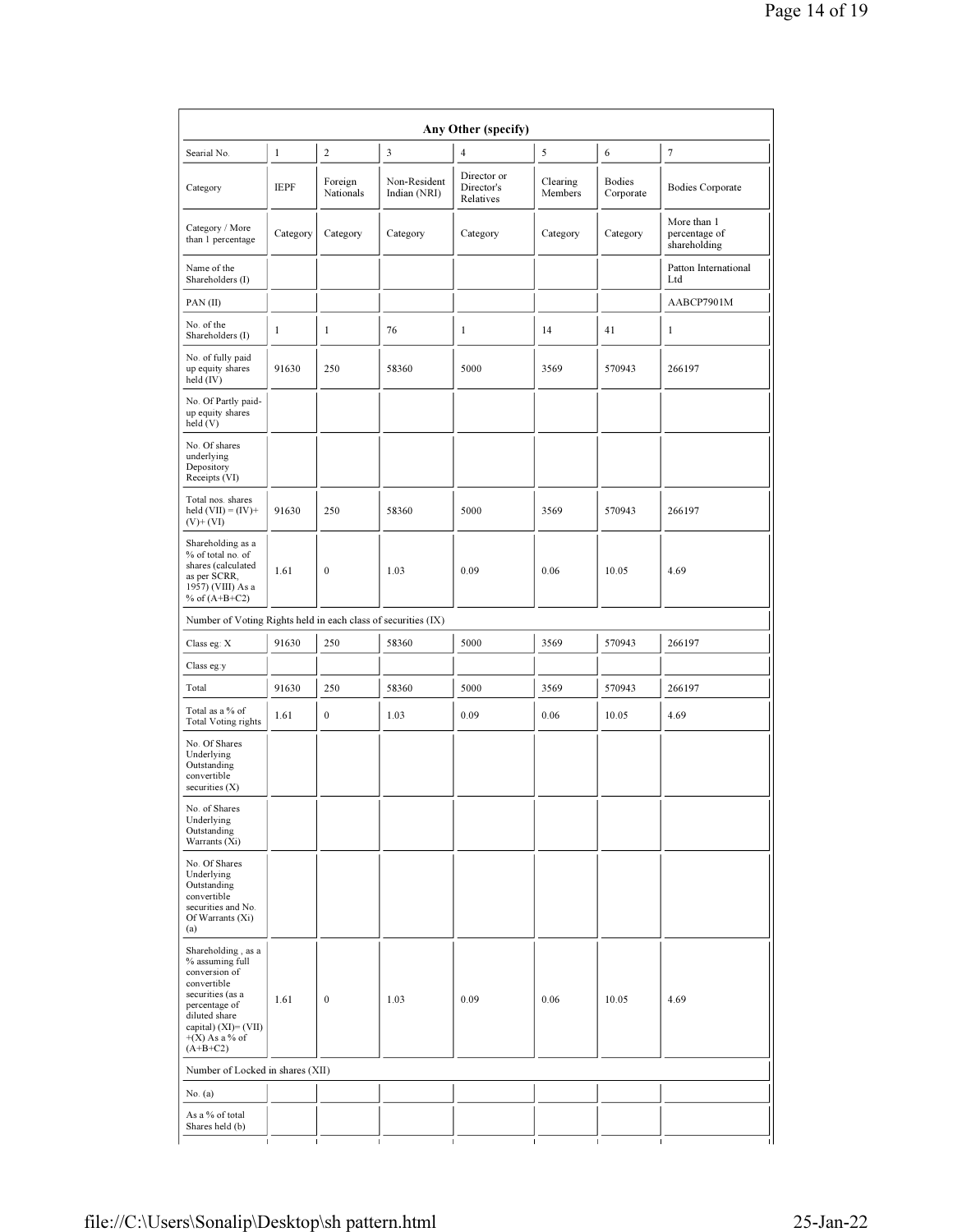| Any Other (specify) | | | | | | | |
|---|---|---|---|---|---|---|---|
| Searial No. | 1 | 2 | 3 | 4 | 5 | 6 | 7 |
| Category | IEPF | Foreign Nationals | Non-Resident Indian (NRI) | Director or Director's Relatives | Clearing Members | Bodies Corporate | Bodies Corporate |
| Category / More than 1 percentage | Category | Category | Category | Category | Category | Category | More than 1 percentage of shareholding |
| Name of the Shareholders (I) | | | | | | | Patton International Ltd |
| PAN (II) | | | | | | | AABCP7901M |
| No. of the Shareholders (I) | 1 | 1 | 76 | 1 | 14 | 41 | 1 |
| No. of fully paid up equity shares held (IV) | 91630 | 250 | 58360 | 5000 | 3569 | 570943 | 266197 |
| No. Of Partly paid-up equity shares held (V) | | | | | | | |
| No. Of shares underlying Depository Receipts (VI) | | | | | | | |
| Total nos. shares held (VII) = (IV)+(V)+ (VI) | 91630 | 250 | 58360 | 5000 | 3569 | 570943 | 266197 |
| Shareholding as a % of total no. of shares (calculated as per SCRR, 1957) (VIII) As a % of (A+B+C2) | 1.61 | 0 | 1.03 | 0.09 | 0.06 | 10.05 | 4.69 |
| Number of Voting Rights held in each class of securities (IX) | | | | | | | |
| Class eg: X | 91630 | 250 | 58360 | 5000 | 3569 | 570943 | 266197 |
| Class eg:y | | | | | | | |
| Total | 91630 | 250 | 58360 | 5000 | 3569 | 570943 | 266197 |
| Total as a % of Total Voting rights | 1.61 | 0 | 1.03 | 0.09 | 0.06 | 10.05 | 4.69 |
| No. Of Shares Underlying Outstanding convertible securities (X) | | | | | | | |
| No. of Shares Underlying Outstanding Warrants (Xi) | | | | | | | |
| No. Of Shares Underlying Outstanding convertible securities and No. Of Warrants (Xi) (a) | | | | | | | |
| Shareholding , as a % assuming full conversion of convertible securities (as a percentage of diluted share capital) (XI)= (VII)+(X) As a % of (A+B+C2) | 1.61 | 0 | 1.03 | 0.09 | 0.06 | 10.05 | 4.69 |
| Number of Locked in shares (XII) | | | | | | | |
| No. (a) | | | | | | | |
| As a % of total Shares held (b) | | | | | | | |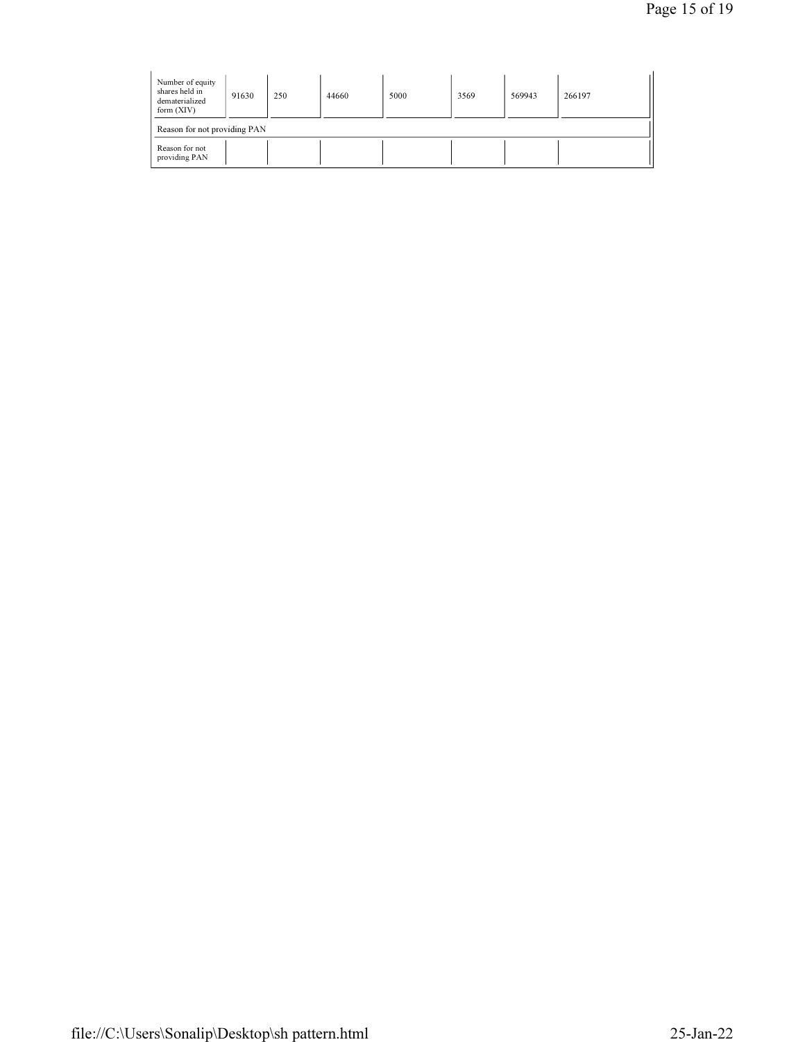| Number of equity shares held in dematerialized form (XIV) | 91630 | 250 | 44660 | 5000 | 3569 | 569943 | 266197 |
| --- | --- | --- | --- | --- | --- | --- | --- |
| Reason for not providing PAN | | | | | | | |
| Reason for not providing PAN | | | | | | | |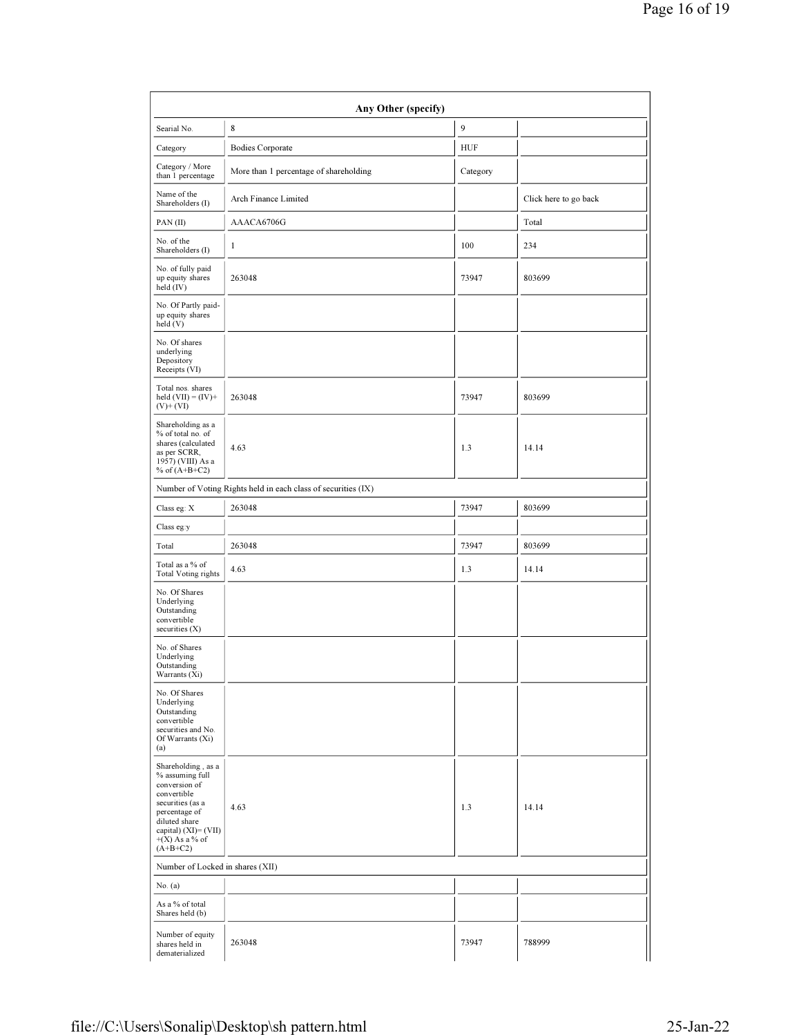| Any Other (specify) | | | |
|---|---|---|---|
| Searial No. | 8 | 9 | |
| Category | Bodies Corporate | HUF | |
| Category / More than 1 percentage | More than 1 percentage of shareholding | Category | |
| Name of the Shareholders (I) | Arch Finance Limited | | Click here to go back |
| PAN (II) | AAACA6706G | | Total |
| No. of the Shareholders (I) | 1 | 100 | 234 |
| No. of fully paid up equity shares held (IV) | 263048 | 73947 | 803699 |
| No. Of Partly paid-up equity shares held (V) | | | |
| No. Of shares underlying Depository Receipts (VI) | | | |
| Total nos. shares held (VII) = (IV)+ (V)+ (VI) | 263048 | 73947 | 803699 |
| Shareholding as a % of total no. of shares (calculated as per SCRR, 1957) (VIII) As a % of (A+B+C2) | 4.63 | 1.3 | 14.14 |
| Number of Voting Rights held in each class of securities (IX) | | | |
| Class eg: X | 263048 | 73947 | 803699 |
| Class eg:y | | | |
| Total | 263048 | 73947 | 803699 |
| Total as a % of Total Voting rights | 4.63 | 1.3 | 14.14 |
| No. Of Shares Underlying Outstanding convertible securities (X) | | | |
| No. of Shares Underlying Outstanding Warrants (Xi) | | | |
| No. Of Shares Underlying Outstanding convertible securities and No. Of Warrants (Xi) (a) | | | |
| Shareholding , as a % assuming full conversion of convertible securities (as a percentage of diluted share capital) (XI)= (VII) +(X) As a % of (A+B+C2) | 4.63 | 1.3 | 14.14 |
| Number of Locked in shares (XII) | | | |
| No. (a) | | | |
| As a % of total Shares held (b) | | | |
| Number of equity shares held in dematerialized | 263048 | 73947 | 788999 |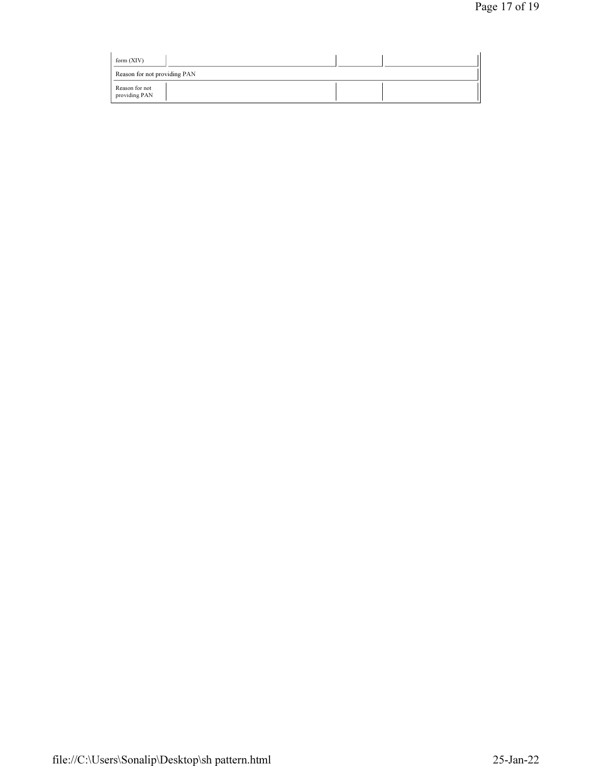| form (XIV) | | | |
| --- | --- | --- | --- |
| Reason for not providing PAN | | | |
| Reason for not providing PAN | | | |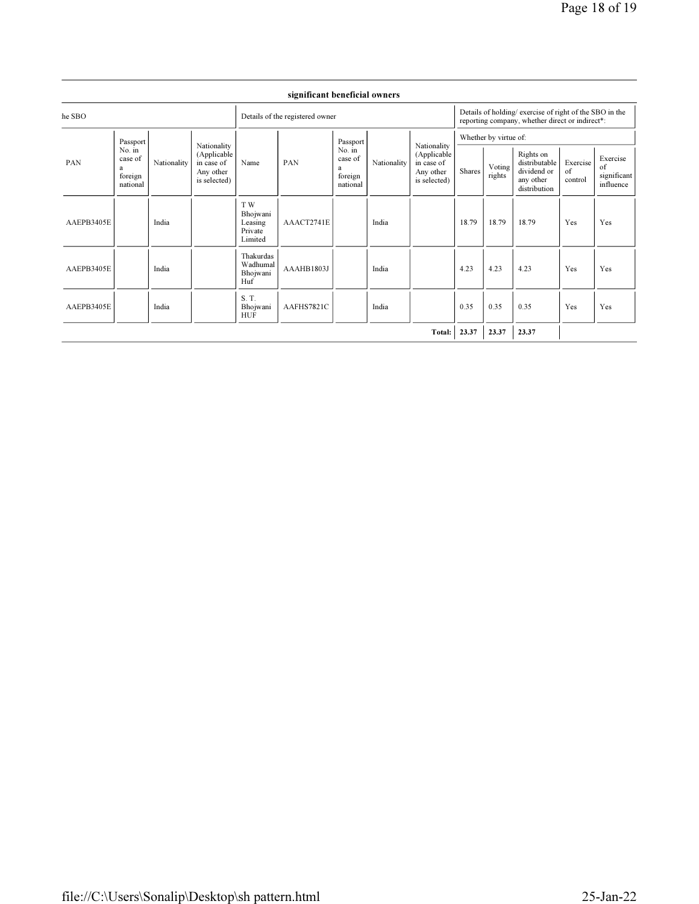**significant beneficial owners**

| he SBO | | | | Details of the registered owner | | | | | Details of holding/ exercise of right of the SBO in the reporting company, whether direct or indirect*: | | | | |
|---|---|---|---|---|---|---|---|---|---|---|---|---|---|
| | | | | | | | | | Whether by virtue of: | | | | |
| PAN | Passport No. in case of a foreign national | Nationality | Nationality (Applicable in case of Any other is selected) | Name | PAN | Passport No. in case of a foreign national | Nationality | Nationality (Applicable in case of Any other is selected) | Shares | Voting rights | Rights on distributable dividend or any other distribution | Exercise of control | Exercise of significant influence |
| AAEPB3405E | | India | | T W Bhojwani Leasing Private Limited | AAACT2741E | | India | | 18.79 | 18.79 | 18.79 | Yes | Yes |
| AAEPB3405E | | India | | Thakurdas Wadhumal Bhojwani Huf | AAAHB1803J | | India | | 4.23 | 4.23 | 4.23 | Yes | Yes |
| AAEPB3405E | | India | | S. T. Bhojwani HUF | AAFHS7821C | | India | | 0.35 | 0.35 | 0.35 | Yes | Yes |
| | | | | | | | | **Total:** | **23.37** | **23.37** | **23.37** | | |